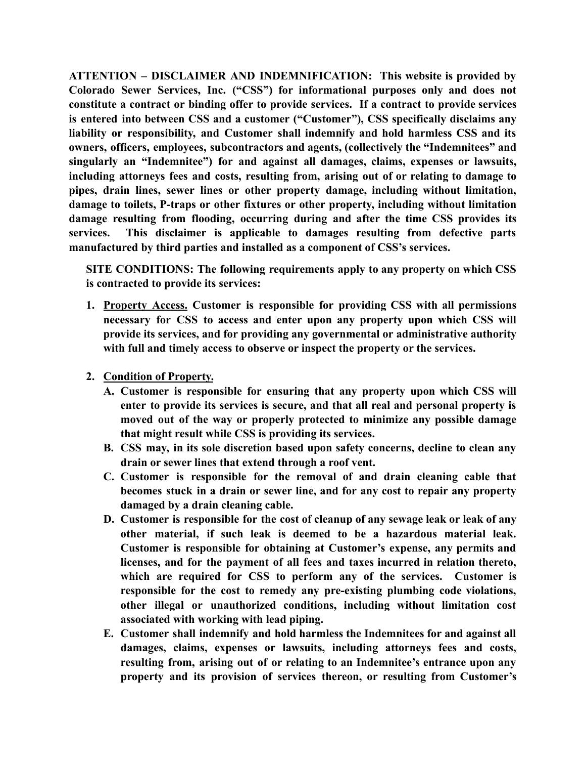**ATTENTION – DISCLAIMER AND INDEMNIFICATION: This website is provided by Colorado Sewer Services, Inc. ("CSS") for informational purposes only and does not constitute a contract or binding offer to provide services. If a contract to provide services is entered into between CSS and a customer ("Customer"), CSS specifically disclaims any liability or responsibility, and Customer shall indemnify and hold harmless CSS and its owners, officers, employees, subcontractors and agents, (collectively the "Indemnitees" and singularly an "Indemnitee") for and against all damages, claims, expenses or lawsuits, including attorneys fees and costs, resulting from, arising out of or relating to damage to pipes, drain lines, sewer lines or other property damage, including without limitation, damage to toilets, P-traps or other fixtures or other property, including without limitation damage resulting from flooding, occurring during and after the time CSS provides its services. This disclaimer is applicable to damages resulting from defective parts manufactured by third parties and installed as a component of CSS's services.**

**SITE CONDITIONS: The following requirements apply to any property on which CSS is contracted to provide its services:**

1. **<u>Property Access.</u> Customer is responsible for providing CSS with all permissions necessary for CSS to access and enter upon any property upon which CSS will provide its services, and for providing any governmental or administrative authority with full and timely access to observe or inspect the property or the services.**

2. **<u>Condition of Property.</u>**
   - **A. Customer is responsible for ensuring that any property upon which CSS will enter to provide its services is secure, and that all real and personal property is moved out of the way or properly protected to minimize any possible damage that might result while CSS is providing its services.**
   - **B. CSS may, in its sole discretion based upon safety concerns, decline to clean any drain or sewer lines that extend through a roof vent.**
   - **C. Customer is responsible for the removal of and drain cleaning cable that becomes stuck in a drain or sewer line, and for any cost to repair any property damaged by a drain cleaning cable.**
   - **D. Customer is responsible for the cost of cleanup of any sewage leak or leak of any other material, if such leak is deemed to be a hazardous material leak. Customer is responsible for obtaining at Customer's expense, any permits and licenses, and for the payment of all fees and taxes incurred in relation thereto, which are required for CSS to perform any of the services. Customer is responsible for the cost to remedy any pre-existing plumbing code violations, other illegal or unauthorized conditions, including without limitation cost associated with working with lead piping.**
   - **E. Customer shall indemnify and hold harmless the Indemnitees for and against all damages, claims, expenses or lawsuits, including attorneys fees and costs, resulting from, arising out of or relating to an Indemnitee's entrance upon any property and its provision of services thereon, or resulting from Customer's**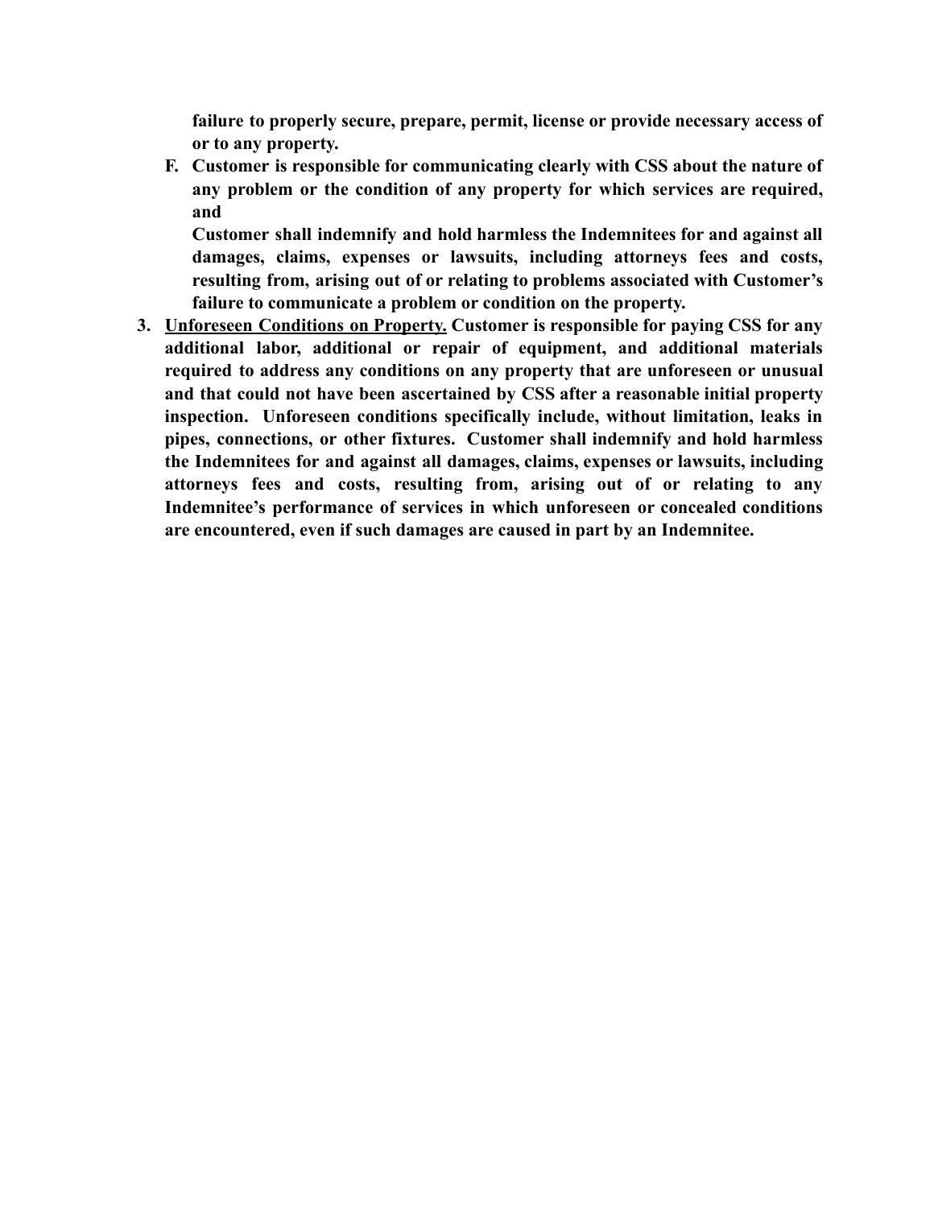**failure to properly secure, prepare, permit, license or provide necessary access of or to any property.**

F. **Customer is responsible for communicating clearly with CSS about the nature of any problem or the condition of any property for which services are required, and**

   **Customer shall indemnify and hold harmless the Indemnitees for and against all damages, claims, expenses or lawsuits, including attorneys fees and costs, resulting from, arising out of or relating to problems associated with Customer's failure to communicate a problem or condition on the property.**

3. **<u>Unforeseen Conditions on Property.</u> Customer is responsible for paying CSS for any additional labor, additional or repair of equipment, and additional materials required to address any conditions on any property that are unforeseen or unusual and that could not have been ascertained by CSS after a reasonable initial property inspection. Unforeseen conditions specifically include, without limitation, leaks in pipes, connections, or other fixtures. Customer shall indemnify and hold harmless the Indemnitees for and against all damages, claims, expenses or lawsuits, including attorneys fees and costs, resulting from, arising out of or relating to any Indemnitee's performance of services in which unforeseen or concealed conditions are encountered, even if such damages are caused in part by an Indemnitee.**